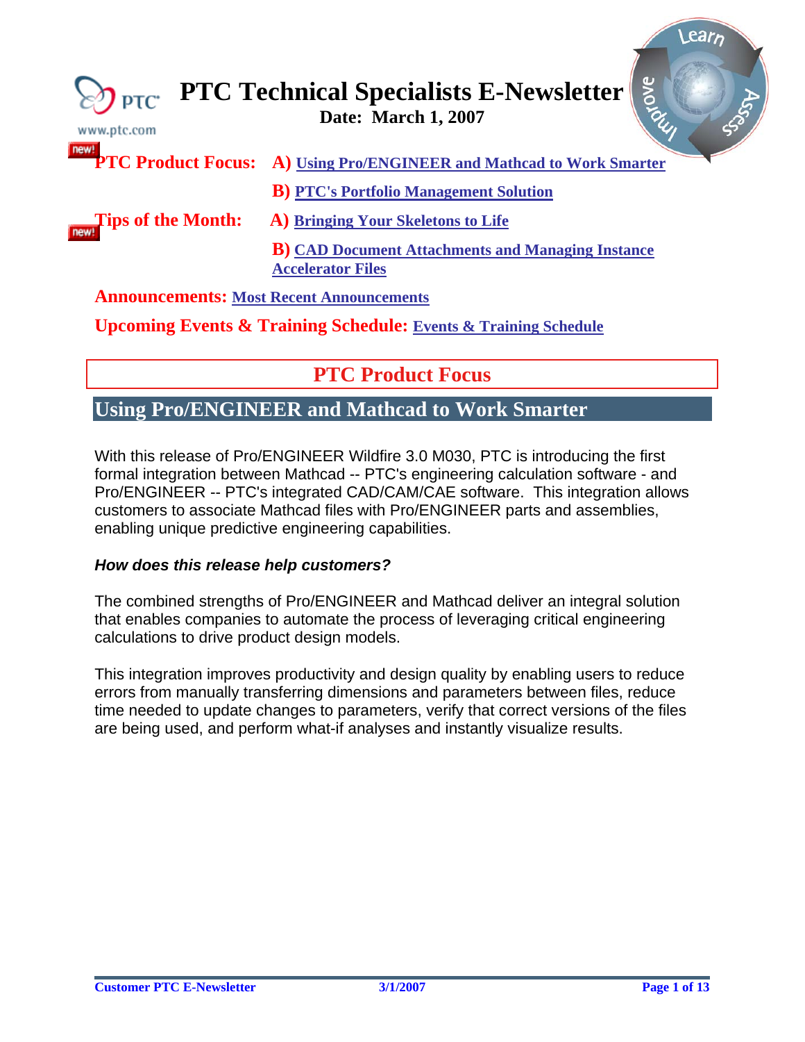# PTC Technical Specialists E-Newsletter

**Date: March 1, 2007**

**PTC Product Focus:** **A)** Using Pro/ENGINEER and Mathcad to Work Smarter

**B)** PTC's Portfolio Management Solution

**Tips of the Month:** **A)** Bringing Your Skeletons to Life

**B)** CAD Document Attachments and Managing Instance Accelerator Files

**Announcements:** Most Recent Announcements

**Upcoming Events & Training Schedule:** Events & Training Schedule

## PTC Product Focus

### Using Pro/ENGINEER and Mathcad to Work Smarter

With this release of Pro/ENGINEER Wildfire 3.0 M030, PTC is introducing the first formal integration between Mathcad -- PTC's engineering calculation software - and Pro/ENGINEER -- PTC's integrated CAD/CAM/CAE software. This integration allows customers to associate Mathcad files with Pro/ENGINEER parts and assemblies, enabling unique predictive engineering capabilities.

***How does this release help customers?***

The combined strengths of Pro/ENGINEER and Mathcad deliver an integral solution that enables companies to automate the process of leveraging critical engineering calculations to drive product design models.

This integration improves productivity and design quality by enabling users to reduce errors from manually transferring dimensions and parameters between files, reduce time needed to update changes to parameters, verify that correct versions of the files are being used, and perform what-if analyses and instantly visualize results.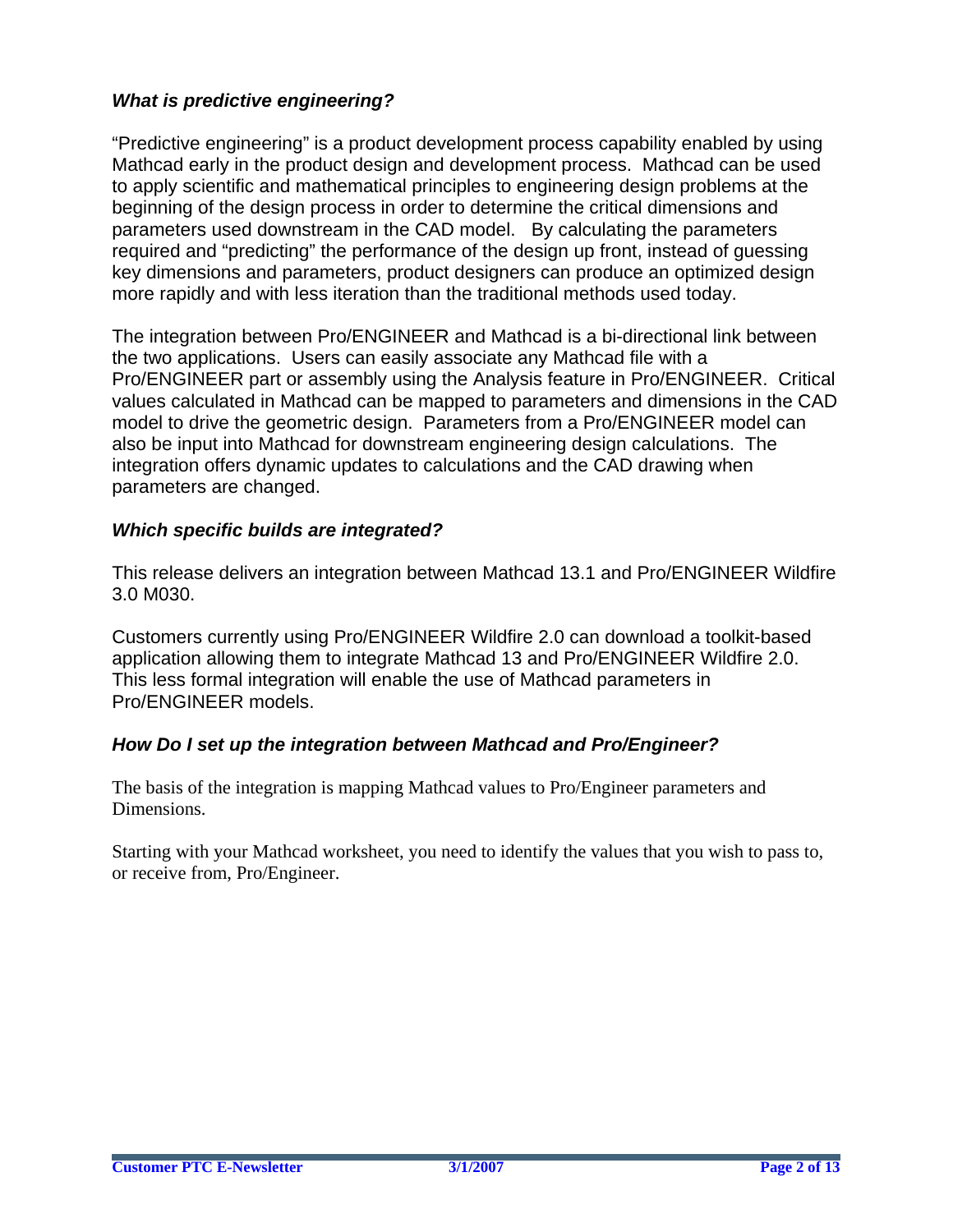### *What is predictive engineering?*

"Predictive engineering" is a product development process capability enabled by using Mathcad early in the product design and development process. Mathcad can be used to apply scientific and mathematical principles to engineering design problems at the beginning of the design process in order to determine the critical dimensions and parameters used downstream in the CAD model. By calculating the parameters required and "predicting" the performance of the design up front, instead of guessing key dimensions and parameters, product designers can produce an optimized design more rapidly and with less iteration than the traditional methods used today.

The integration between Pro/ENGINEER and Mathcad is a bi-directional link between the two applications. Users can easily associate any Mathcad file with a Pro/ENGINEER part or assembly using the Analysis feature in Pro/ENGINEER. Critical values calculated in Mathcad can be mapped to parameters and dimensions in the CAD model to drive the geometric design. Parameters from a Pro/ENGINEER model can also be input into Mathcad for downstream engineering design calculations. The integration offers dynamic updates to calculations and the CAD drawing when parameters are changed.

### *Which specific builds are integrated?*

This release delivers an integration between Mathcad 13.1 and Pro/ENGINEER Wildfire 3.0 M030.

Customers currently using Pro/ENGINEER Wildfire 2.0 can download a toolkit-based application allowing them to integrate Mathcad 13 and Pro/ENGINEER Wildfire 2.0. This less formal integration will enable the use of Mathcad parameters in Pro/ENGINEER models.

### *How Do I set up the integration between Mathcad and Pro/Engineer?*

The basis of the integration is mapping Mathcad values to Pro/Engineer parameters and Dimensions.

Starting with your Mathcad worksheet, you need to identify the values that you wish to pass to, or receive from, Pro/Engineer.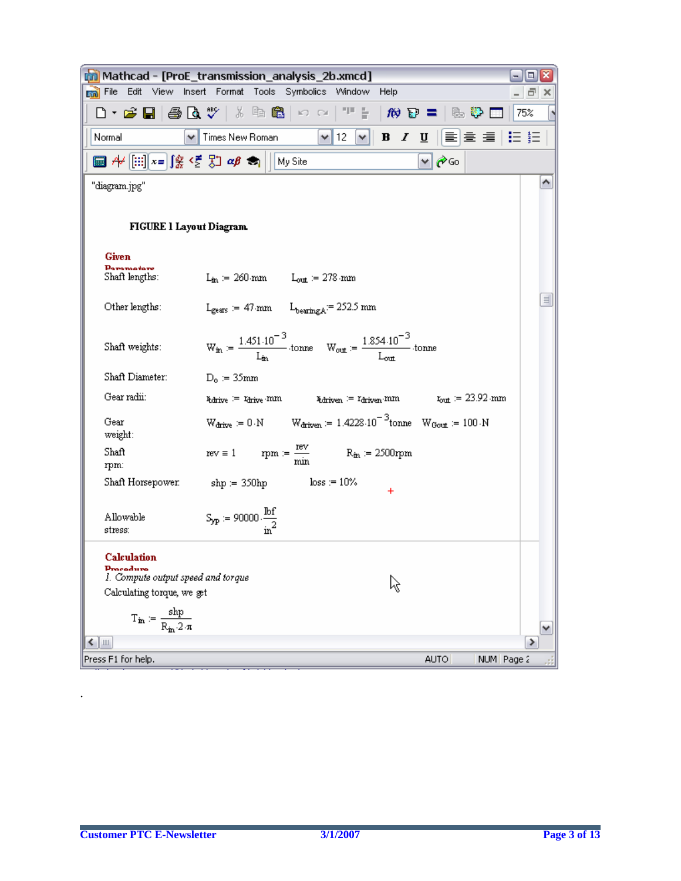"diagram.jpg"

**FIGURE 1 Layout Diagram**

**Given Parameters**

Shaft lengths: $L_{in} := 260 \cdot mm$ $L_{out} := 278 \cdot mm$

Other lengths: $L_{gears} := 47 \cdot mm$ $L_{bearingA} := 252.5\ mm$

Shaft weights: $W_{in} := \frac{1.451 \cdot 10^{-3}}{L_{in}} \cdot tonne$ $W_{out} := \frac{1.854 \cdot 10^{-3}}{L_{out}} \cdot tonne$

Shaft Diameter: $D_o := 35mm$

Gear radii: $r_{drive} := r_{drive} \cdot mm$ $r_{driven} := r_{driven} \cdot mm$ $r_{out} := 23.92 \cdot mm$

Gear weight: $W_{drive} := 0 \cdot N$ $W_{driven} := 1.4228 \cdot 10^{-3} tonne$ $W_{Gout} := 100 \cdot N$

Shaft rpm: $rev \equiv 1$ $rpm := \frac{rev}{min}$ $R_{in} := 2500rpm$

Shaft Horsepower: $shp := 350hp$ $loss := 10\%$

Allowable stress: $S_{yp} := 90000 \cdot \frac{lbf}{in^2}$

**Calculation Procedure**

*1. Compute output speed and torque*

Calculating torque, we get

$$T_{in} := \frac{shp}{R_{in} \cdot 2 \cdot \pi}$$

.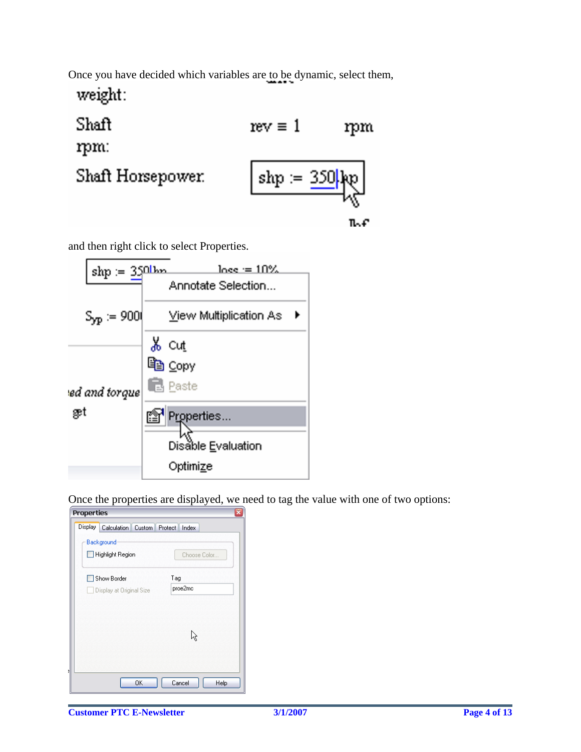Once you have decided which variables are to be dynamic, select them,

and then right click to select Properties.

Once the properties are displayed, we need to tag the value with one of two options: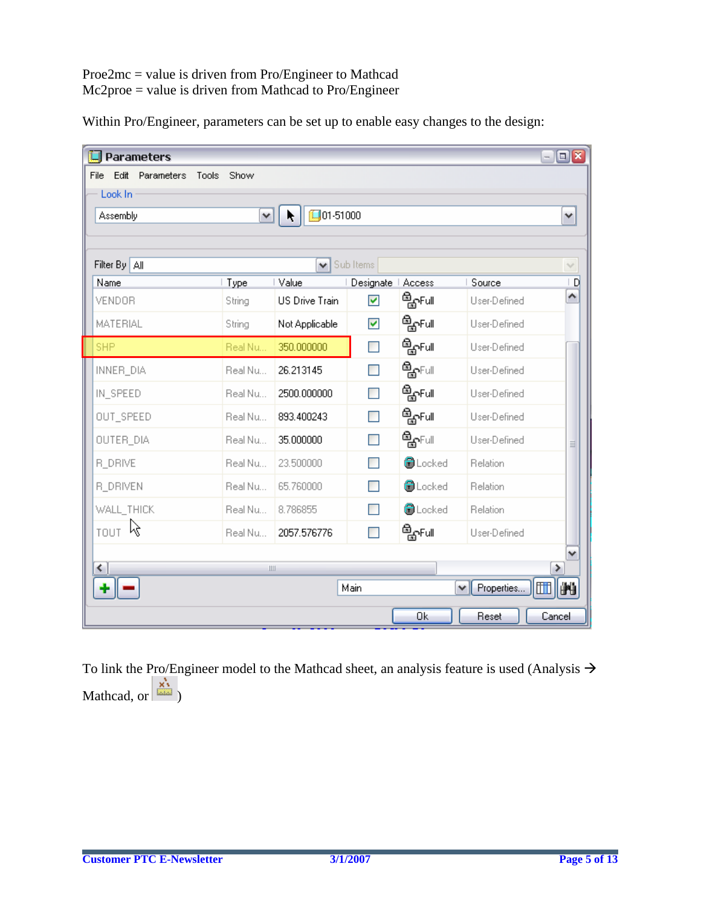Proe2mc = value is driven from Pro/Engineer to Mathcad
Mc2proe = value is driven from Mathcad to Pro/Engineer

Within Pro/Engineer, parameters can be set up to enable easy changes to the design:

**Parameters**

Look In: Assembly — 01-51000

Filter By: All

| Name | Type | Value | Designate | Access | Source |
|---|---|---|---|---|---|
| VENDOR | String | US Drive Train | ☑ | Full | User-Defined |
| MATERIAL | String | Not Applicable | ☑ | Full | User-Defined |
| SHP | Real Nu... | 350.000000 | ☐ | Full | User-Defined |
| INNER_DIA | Real Nu... | 26.213145 | ☐ | Full | User-Defined |
| IN_SPEED | Real Nu... | 2500.000000 | ☐ | Full | User-Defined |
| OUT_SPEED | Real Nu... | 893.400243 | ☐ | Full | User-Defined |
| OUTER_DIA | Real Nu... | 35.000000 | ☐ | Full | User-Defined |
| R_DRIVE | Real Nu... | 23.500000 | ☐ | Locked | Relation |
| R_DRIVEN | Real Nu... | 65.760000 | ☐ | Locked | Relation |
| WALL_THICK | Real Nu... | 8.786855 | ☐ | Locked | Relation |
| TOUT | Real Nu... | 2057.576776 | ☐ | Full | User-Defined |

To link the Pro/Engineer model to the Mathcad sheet, an analysis feature is used (Analysis → Mathcad, or )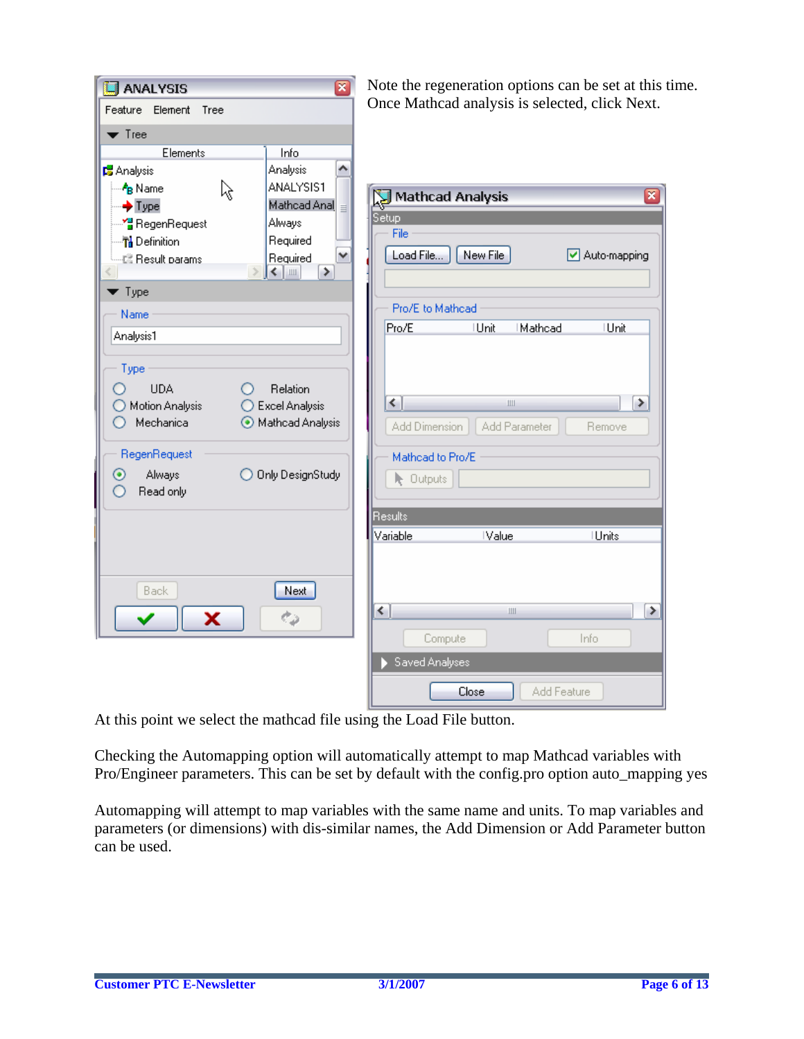Note the regeneration options can be set at this time. Once Mathcad analysis is selected, click Next.

At this point we select the mathcad file using the Load File button.

Checking the Automapping option will automatically attempt to map Mathcad variables with Pro/Engineer parameters. This can be set by default with the config.pro option auto_mapping yes

Automapping will attempt to map variables with the same name and units. To map variables and parameters (or dimensions) with dis-similar names, the Add Dimension or Add Parameter button can be used.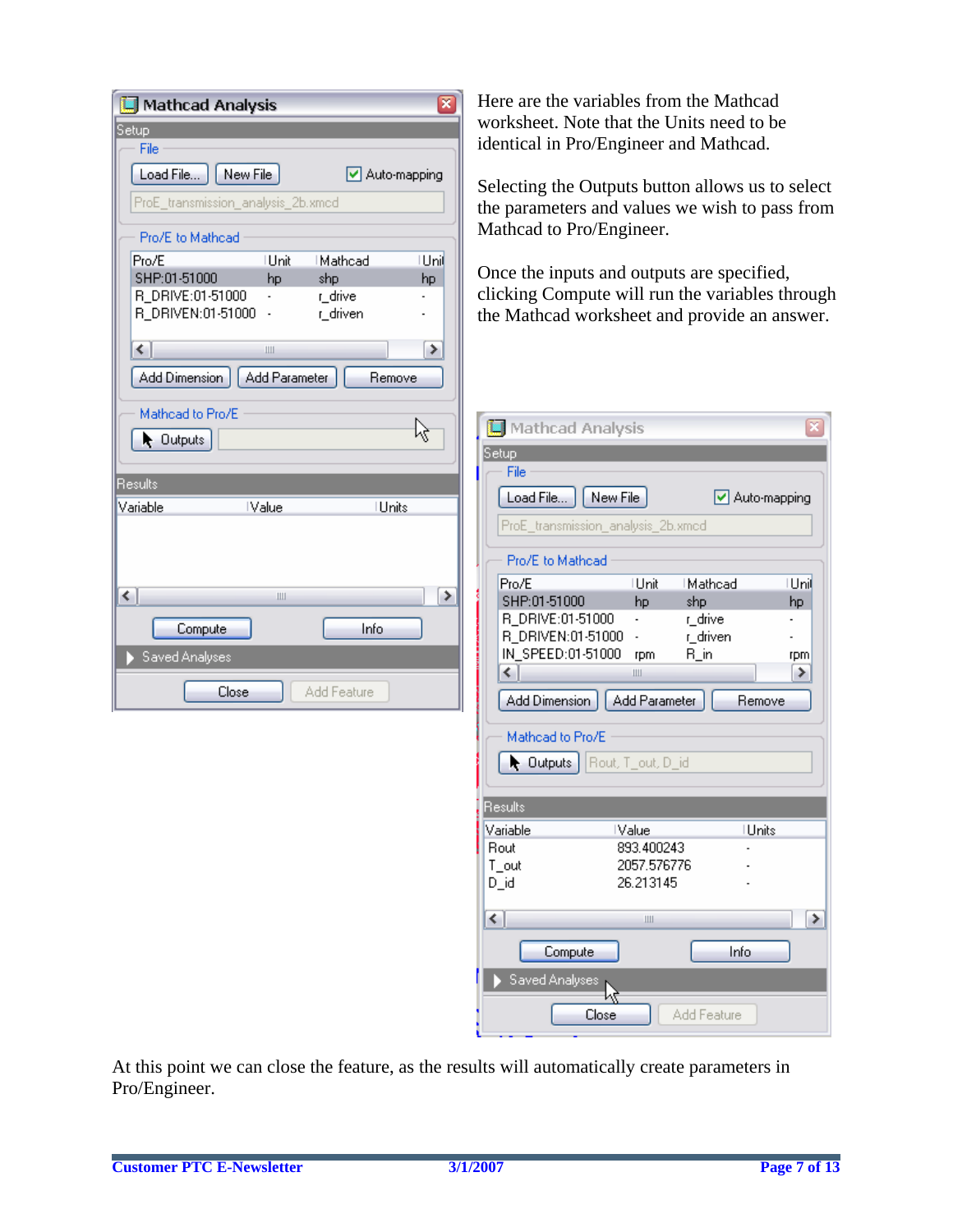Here are the variables from the Mathcad worksheet. Note that the Units need to be identical in Pro/Engineer and Mathcad.

Selecting the Outputs button allows us to select the parameters and values we wish to pass from Mathcad to Pro/Engineer.

Once the inputs and outputs are specified, clicking Compute will run the variables through the Mathcad worksheet and provide an answer.

At this point we can close the feature, as the results will automatically create parameters in Pro/Engineer.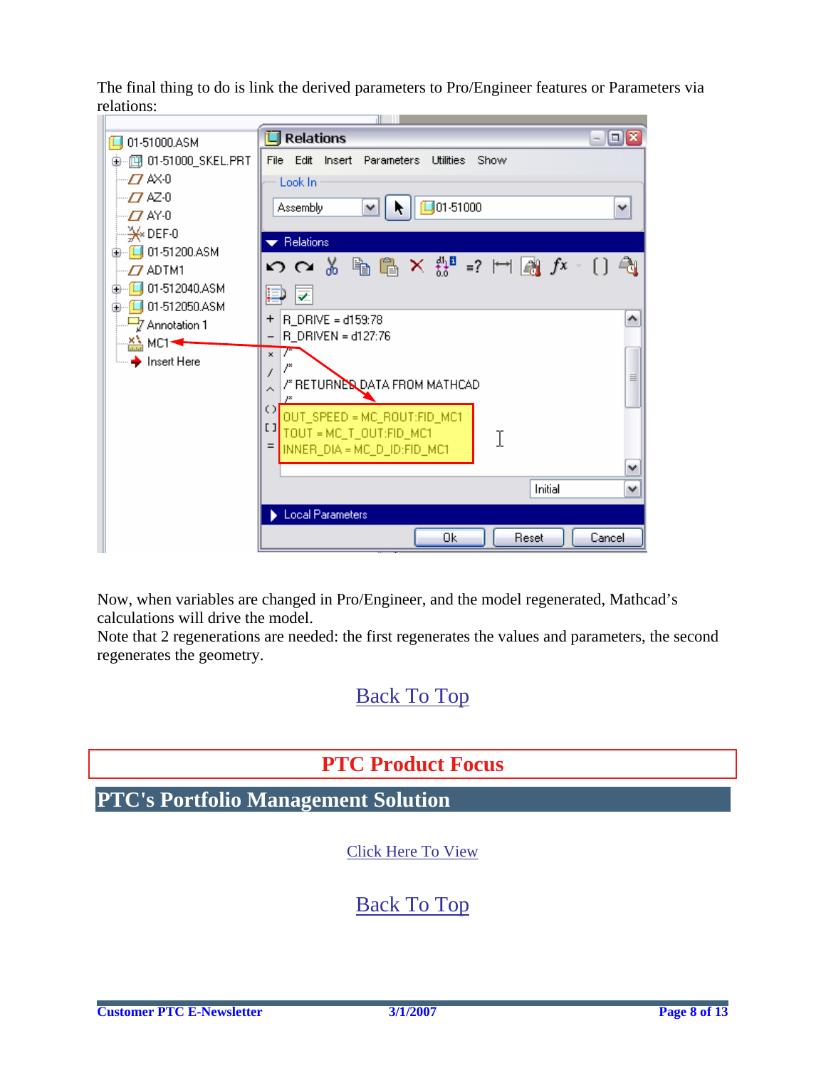The final thing to do is link the derived parameters to Pro/Engineer features or Parameters via relations:

Now, when variables are changed in Pro/Engineer, and the model regenerated, Mathcad's calculations will drive the model.
Note that 2 regenerations are needed: the first regenerates the values and parameters, the second regenerates the geometry.

Back To Top

## PTC Product Focus

## PTC's Portfolio Management Solution

Click Here To View

Back To Top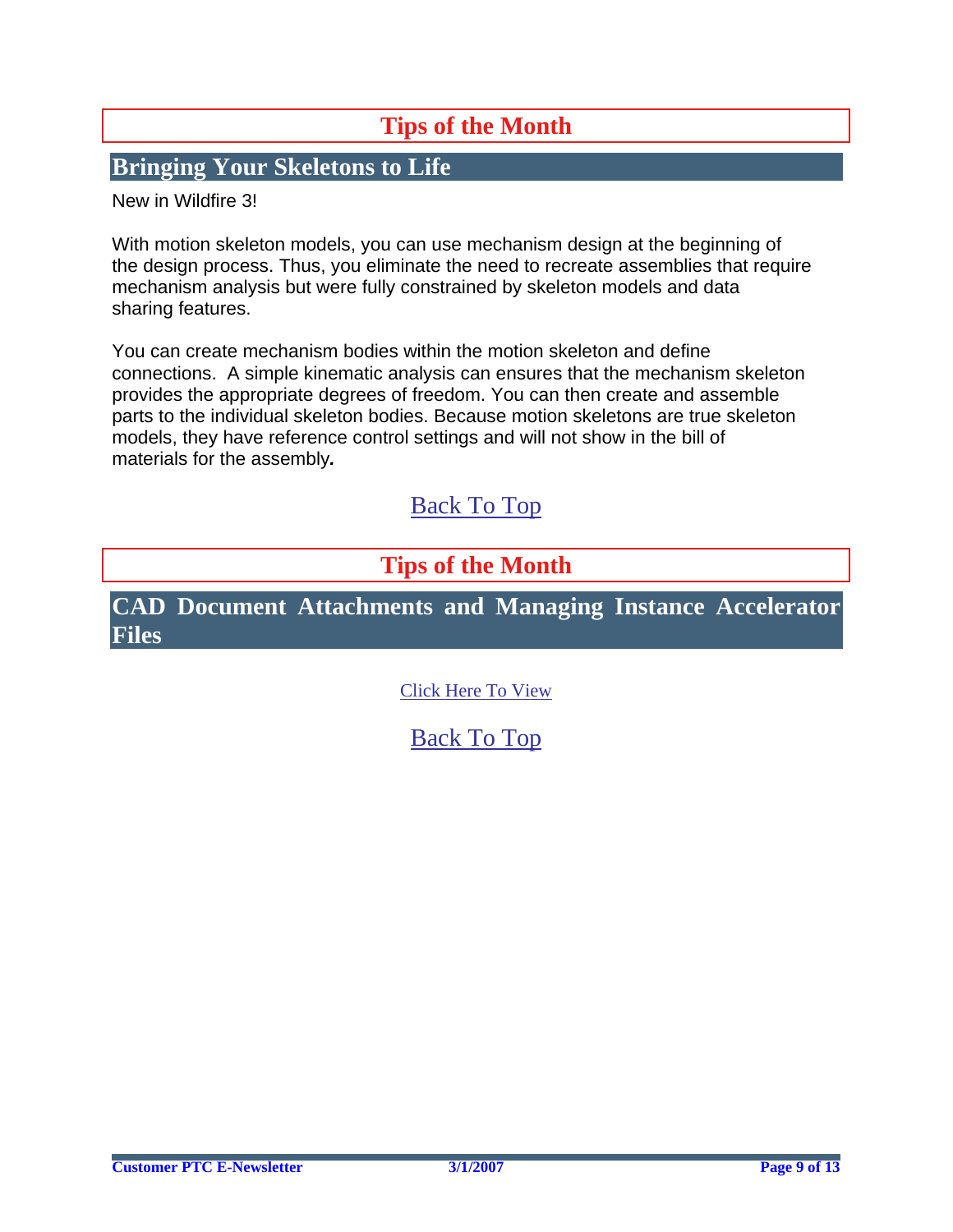## Tips of the Month

### Bringing Your Skeletons to Life

New in Wildfire 3!

With motion skeleton models, you can use mechanism design at the beginning of the design process. Thus, you eliminate the need to recreate assemblies that require mechanism analysis but were fully constrained by skeleton models and data sharing features.

You can create mechanism bodies within the motion skeleton and define connections. A simple kinematic analysis can ensures that the mechanism skeleton provides the appropriate degrees of freedom. You can then create and assemble parts to the individual skeleton bodies. Because motion skeletons are true skeleton models, they have reference control settings and will not show in the bill of materials for the assembly.

Back To Top

## Tips of the Month

### CAD Document Attachments and Managing Instance Accelerator Files

Click Here To View

Back To Top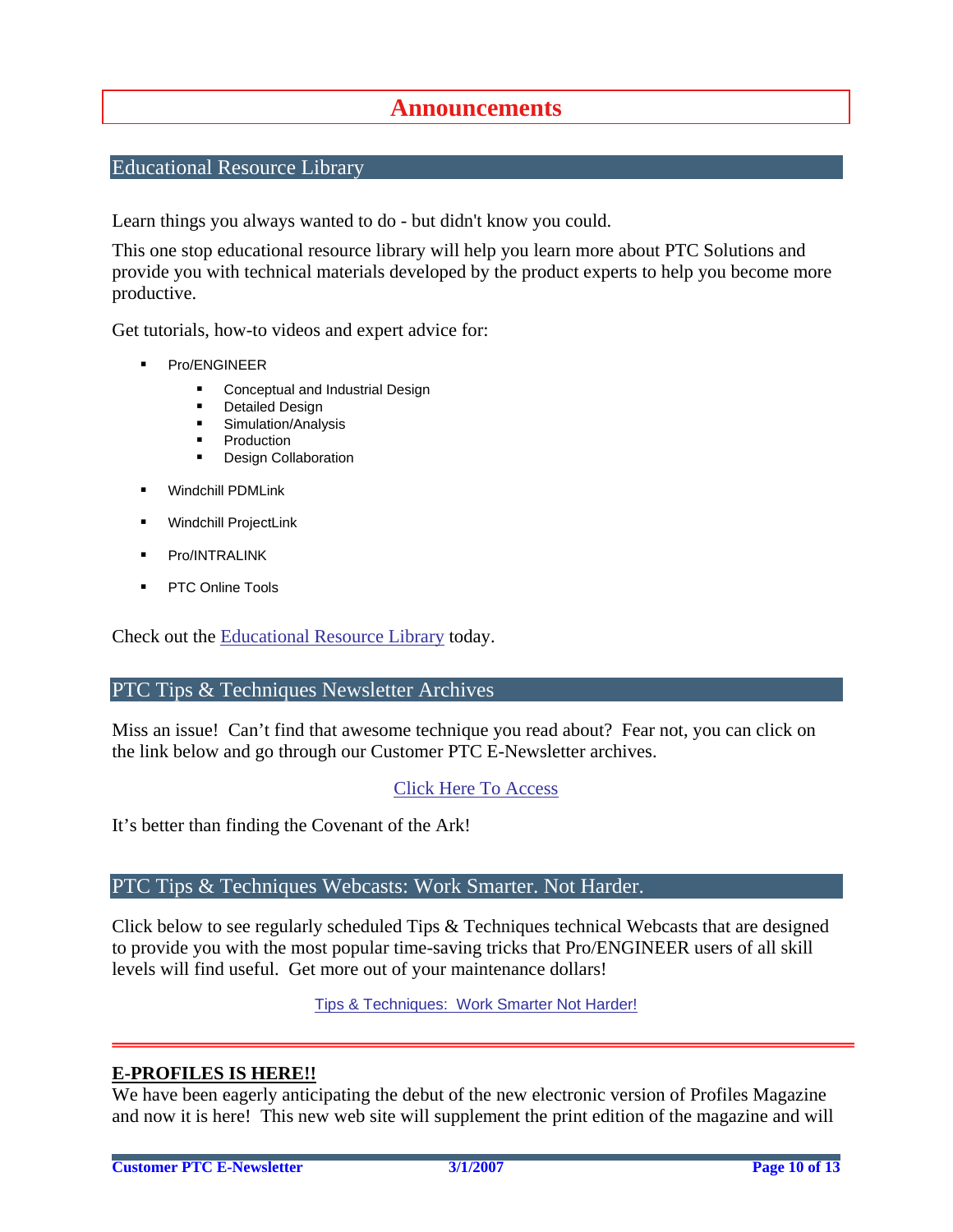# Announcements

## Educational Resource Library

Learn things you always wanted to do - but didn't know you could.

This one stop educational resource library will help you learn more about PTC Solutions and provide you with technical materials developed by the product experts to help you become more productive.

Get tutorials, how-to videos and expert advice for:

- Pro/ENGINEER
  - Conceptual and Industrial Design
  - Detailed Design
  - Simulation/Analysis
  - Production
  - Design Collaboration
- Windchill PDMLink
- Windchill ProjectLink
- Pro/INTRALINK
- PTC Online Tools

Check out the Educational Resource Library today.

## PTC Tips & Techniques Newsletter Archives

Miss an issue! Can't find that awesome technique you read about? Fear not, you can click on the link below and go through our Customer PTC E-Newsletter archives.

Click Here To Access

It's better than finding the Covenant of the Ark!

## PTC Tips & Techniques Webcasts: Work Smarter. Not Harder.

Click below to see regularly scheduled Tips & Techniques technical Webcasts that are designed to provide you with the most popular time-saving tricks that Pro/ENGINEER users of all skill levels will find useful. Get more out of your maintenance dollars!

Tips & Techniques: Work Smarter Not Harder!

---

**E-PROFILES IS HERE!!**

We have been eagerly anticipating the debut of the new electronic version of Profiles Magazine and now it is here! This new web site will supplement the print edition of the magazine and will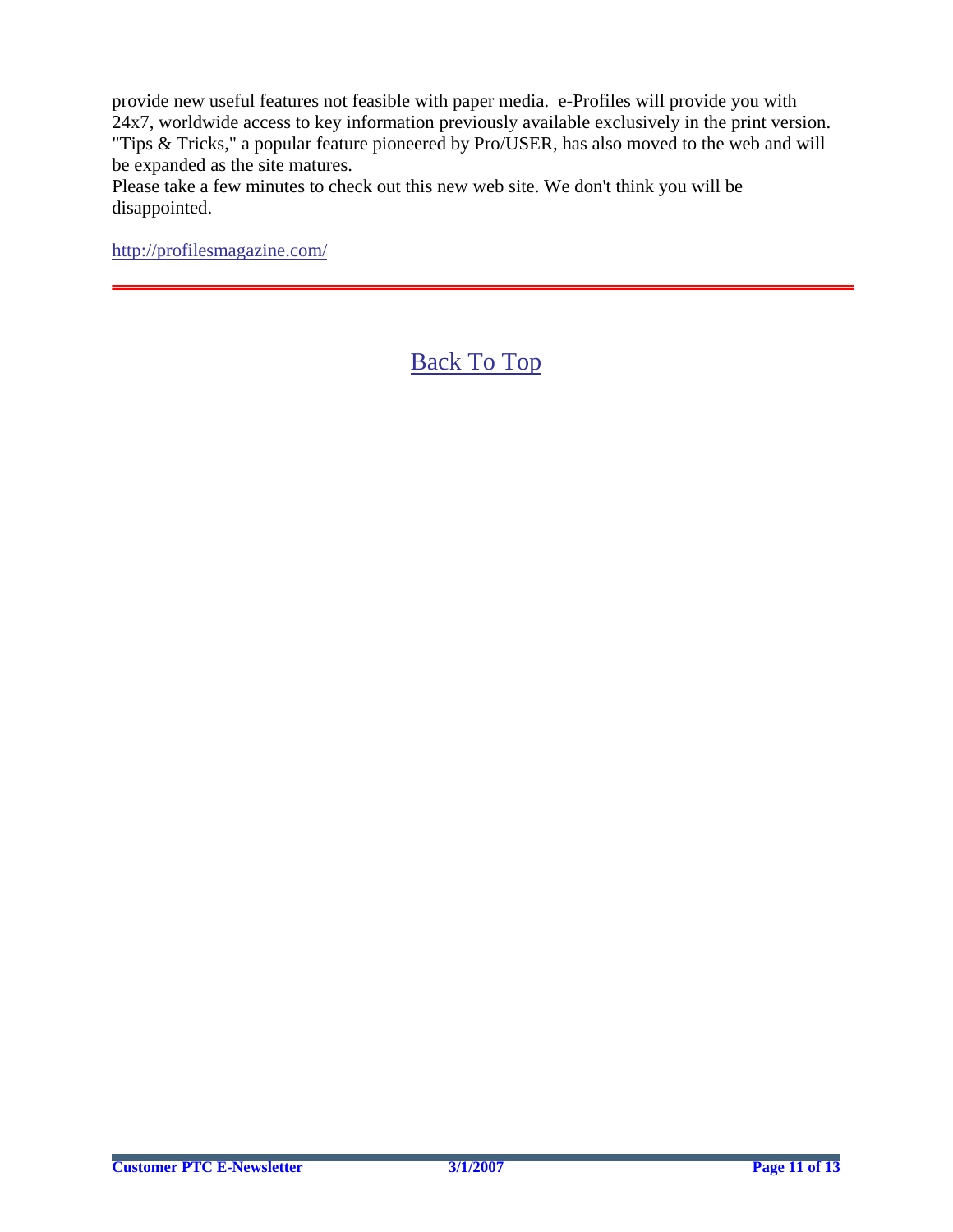provide new useful features not feasible with paper media. e-Profiles will provide you with 24x7, worldwide access to key information previously available exclusively in the print version. "Tips & Tricks," a popular feature pioneered by Pro/USER, has also moved to the web and will be expanded as the site matures.

Please take a few minutes to check out this new web site. We don't think you will be disappointed.

http://profilesmagazine.com/

---

Back To Top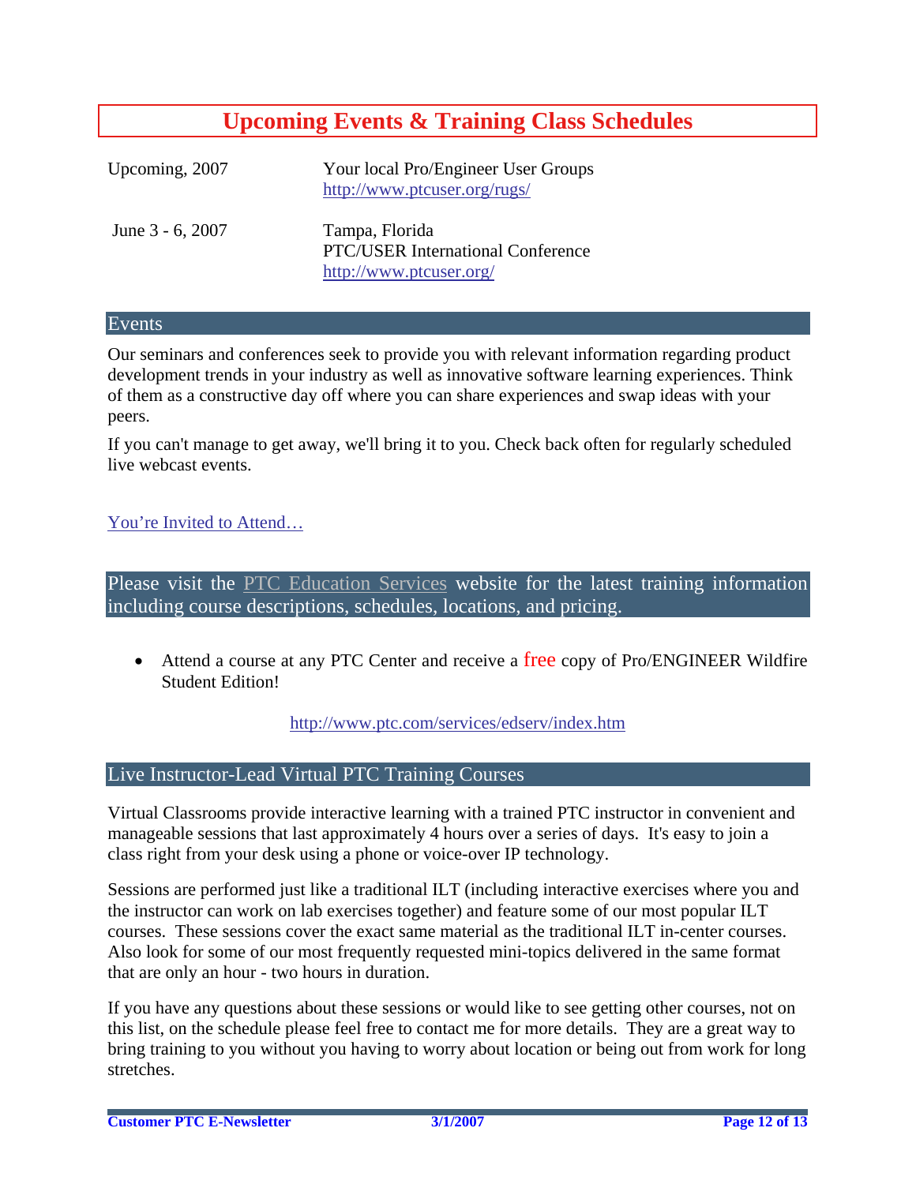## Upcoming Events & Training Class Schedules

| | |
|---|---|
| Upcoming, 2007 | Your local Pro/Engineer User Groups<br>http://www.ptcuser.org/rugs/ |
| June 3 - 6, 2007 | Tampa, Florida<br>PTC/USER International Conference<br>http://www.ptcuser.org/ |

### Events

Our seminars and conferences seek to provide you with relevant information regarding product development trends in your industry as well as innovative software learning experiences. Think of them as a constructive day off where you can share experiences and swap ideas with your peers.

If you can't manage to get away, we'll bring it to you. Check back often for regularly scheduled live webcast events.

You're Invited to Attend…

### Please visit the PTC Education Services website for the latest training information including course descriptions, schedules, locations, and pricing.

- Attend a course at any PTC Center and receive a free copy of Pro/ENGINEER Wildfire Student Edition!

http://www.ptc.com/services/edserv/index.htm

### Live Instructor-Lead Virtual PTC Training Courses

Virtual Classrooms provide interactive learning with a trained PTC instructor in convenient and manageable sessions that last approximately 4 hours over a series of days. It's easy to join a class right from your desk using a phone or voice-over IP technology.

Sessions are performed just like a traditional ILT (including interactive exercises where you and the instructor can work on lab exercises together) and feature some of our most popular ILT courses. These sessions cover the exact same material as the traditional ILT in-center courses. Also look for some of our most frequently requested mini-topics delivered in the same format that are only an hour - two hours in duration.

If you have any questions about these sessions or would like to see getting other courses, not on this list, on the schedule please feel free to contact me for more details. They are a great way to bring training to you without you having to worry about location or being out from work for long stretches.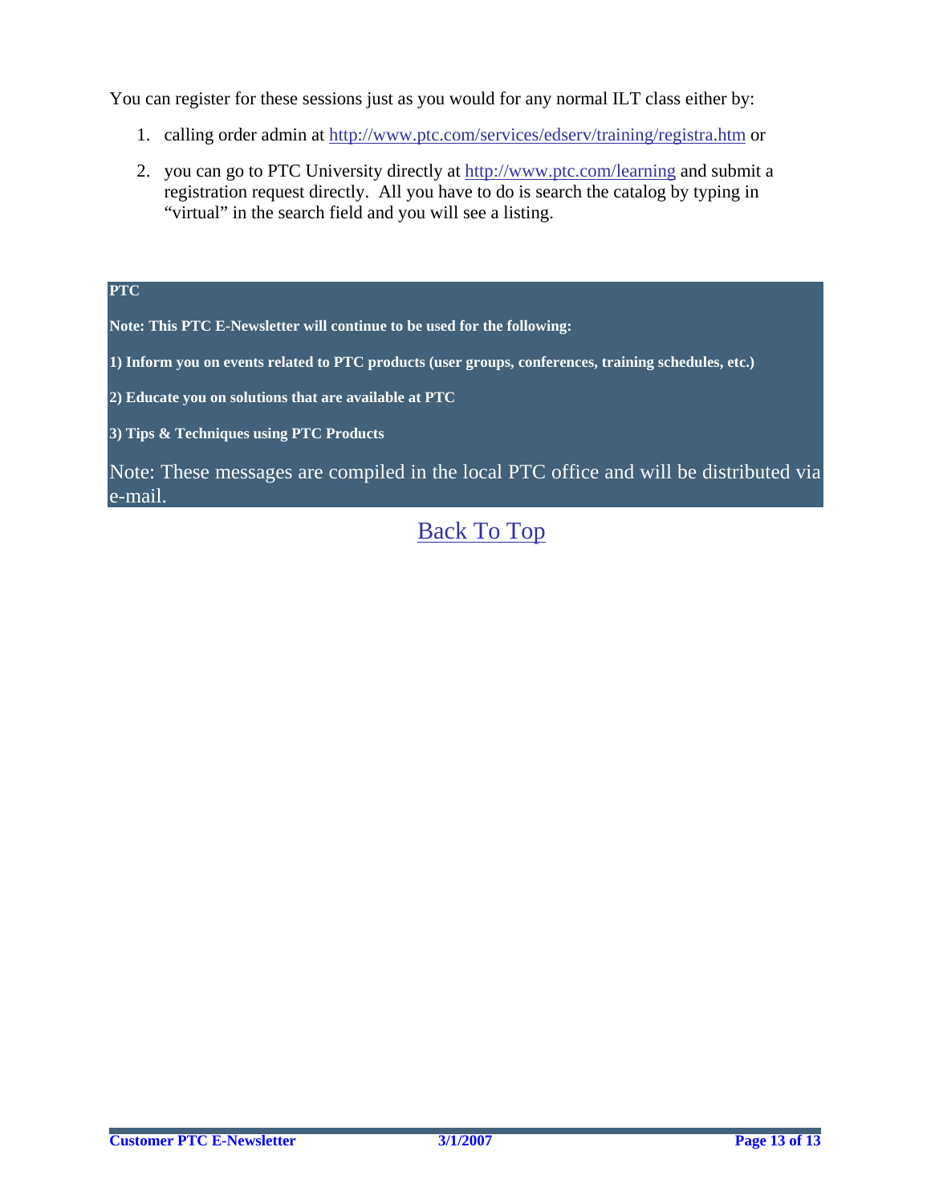You can register for these sessions just as you would for any normal ILT class either by:

1. calling order admin at http://www.ptc.com/services/edserv/training/registra.htm or
2. you can go to PTC University directly at http://www.ptc.com/learning and submit a registration request directly. All you have to do is search the catalog by typing in "virtual" in the search field and you will see a listing.

**PTC**

**Note: This PTC E-Newsletter will continue to be used for the following:**

**1) Inform you on events related to PTC products (user groups, conferences, training schedules, etc.)**

**2) Educate you on solutions that are available at PTC**

**3) Tips & Techniques using PTC Products**

Note: These messages are compiled in the local PTC office and will be distributed via e-mail.

Back To Top